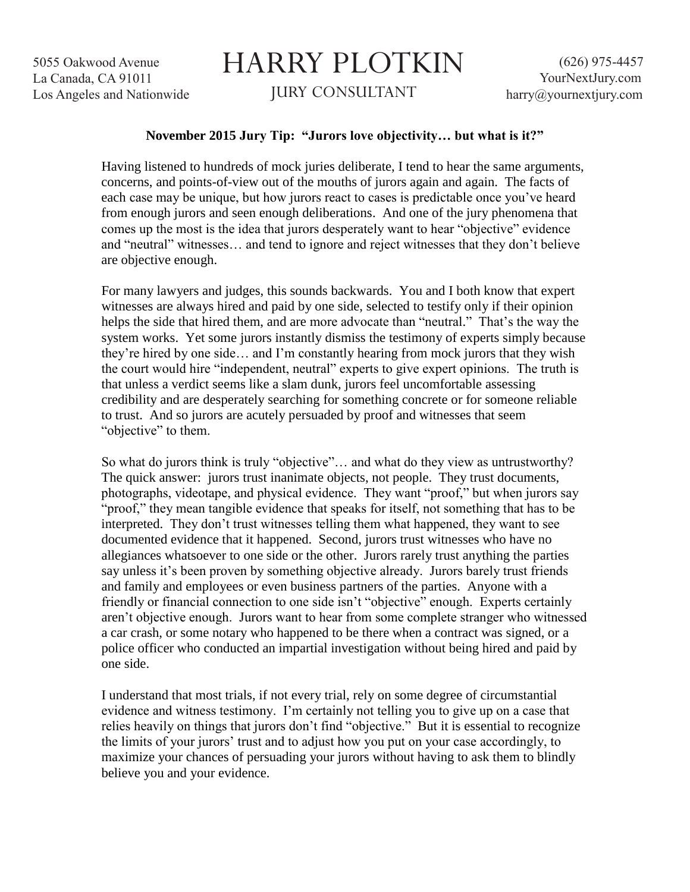5055 Oakwood Avenue
La Canada, CA 91011
Los Angeles and Nationwide

# HARRY PLOTKIN

JURY CONSULTANT

(626) 975-4457
YourNextJury.com
harry@yournextjury.com

**November 2015 Jury Tip: "Jurors love objectivity… but what is it?"**

Having listened to hundreds of mock juries deliberate, I tend to hear the same arguments, concerns, and points-of-view out of the mouths of jurors again and again. The facts of each case may be unique, but how jurors react to cases is predictable once you've heard from enough jurors and seen enough deliberations. And one of the jury phenomena that comes up the most is the idea that jurors desperately want to hear "objective" evidence and "neutral" witnesses… and tend to ignore and reject witnesses that they don't believe are objective enough.

For many lawyers and judges, this sounds backwards. You and I both know that expert witnesses are always hired and paid by one side, selected to testify only if their opinion helps the side that hired them, and are more advocate than "neutral." That's the way the system works. Yet some jurors instantly dismiss the testimony of experts simply because they're hired by one side… and I'm constantly hearing from mock jurors that they wish the court would hire "independent, neutral" experts to give expert opinions. The truth is that unless a verdict seems like a slam dunk, jurors feel uncomfortable assessing credibility and are desperately searching for something concrete or for someone reliable to trust. And so jurors are acutely persuaded by proof and witnesses that seem "objective" to them.

So what do jurors think is truly "objective"… and what do they view as untrustworthy? The quick answer: jurors trust inanimate objects, not people. They trust documents, photographs, videotape, and physical evidence. They want "proof," but when jurors say "proof," they mean tangible evidence that speaks for itself, not something that has to be interpreted. They don't trust witnesses telling them what happened, they want to see documented evidence that it happened. Second, jurors trust witnesses who have no allegiances whatsoever to one side or the other. Jurors rarely trust anything the parties say unless it's been proven by something objective already. Jurors barely trust friends and family and employees or even business partners of the parties. Anyone with a friendly or financial connection to one side isn't "objective" enough. Experts certainly aren't objective enough. Jurors want to hear from some complete stranger who witnessed a car crash, or some notary who happened to be there when a contract was signed, or a police officer who conducted an impartial investigation without being hired and paid by one side.

I understand that most trials, if not every trial, rely on some degree of circumstantial evidence and witness testimony. I'm certainly not telling you to give up on a case that relies heavily on things that jurors don't find "objective." But it is essential to recognize the limits of your jurors' trust and to adjust how you put on your case accordingly, to maximize your chances of persuading your jurors without having to ask them to blindly believe you and your evidence.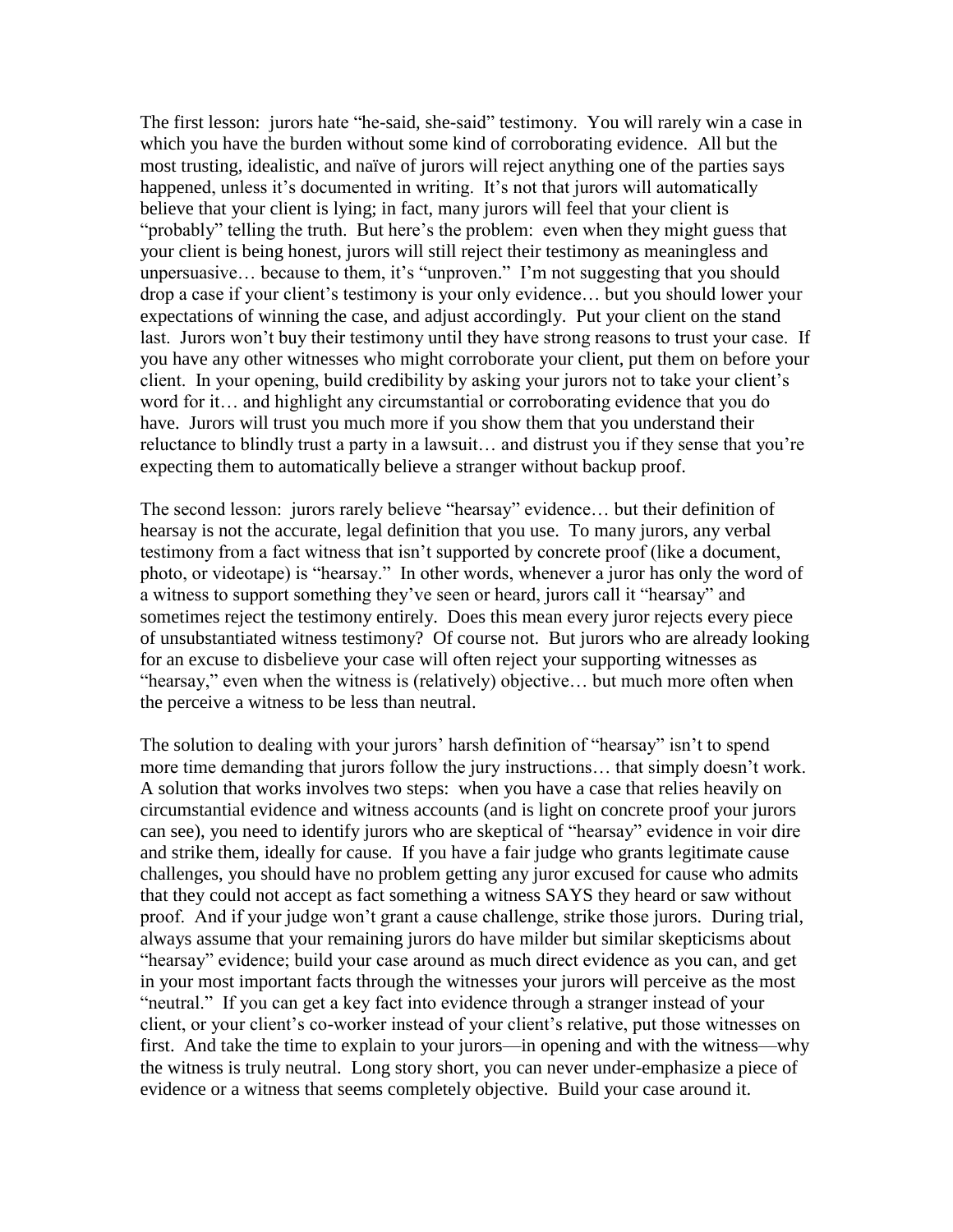The first lesson: jurors hate "he-said, she-said" testimony. You will rarely win a case in which you have the burden without some kind of corroborating evidence. All but the most trusting, idealistic, and naïve of jurors will reject anything one of the parties says happened, unless it's documented in writing. It's not that jurors will automatically believe that your client is lying; in fact, many jurors will feel that your client is "probably" telling the truth. But here's the problem: even when they might guess that your client is being honest, jurors will still reject their testimony as meaningless and unpersuasive… because to them, it's "unproven." I'm not suggesting that you should drop a case if your client's testimony is your only evidence… but you should lower your expectations of winning the case, and adjust accordingly. Put your client on the stand last. Jurors won't buy their testimony until they have strong reasons to trust your case. If you have any other witnesses who might corroborate your client, put them on before your client. In your opening, build credibility by asking your jurors not to take your client's word for it… and highlight any circumstantial or corroborating evidence that you do have. Jurors will trust you much more if you show them that you understand their reluctance to blindly trust a party in a lawsuit… and distrust you if they sense that you're expecting them to automatically believe a stranger without backup proof.

The second lesson: jurors rarely believe "hearsay" evidence… but their definition of hearsay is not the accurate, legal definition that you use. To many jurors, any verbal testimony from a fact witness that isn't supported by concrete proof (like a document, photo, or videotape) is "hearsay." In other words, whenever a juror has only the word of a witness to support something they've seen or heard, jurors call it "hearsay" and sometimes reject the testimony entirely. Does this mean every juror rejects every piece of unsubstantiated witness testimony? Of course not. But jurors who are already looking for an excuse to disbelieve your case will often reject your supporting witnesses as "hearsay," even when the witness is (relatively) objective… but much more often when the perceive a witness to be less than neutral.

The solution to dealing with your jurors' harsh definition of "hearsay" isn't to spend more time demanding that jurors follow the jury instructions… that simply doesn't work. A solution that works involves two steps: when you have a case that relies heavily on circumstantial evidence and witness accounts (and is light on concrete proof your jurors can see), you need to identify jurors who are skeptical of "hearsay" evidence in voir dire and strike them, ideally for cause. If you have a fair judge who grants legitimate cause challenges, you should have no problem getting any juror excused for cause who admits that they could not accept as fact something a witness SAYS they heard or saw without proof. And if your judge won't grant a cause challenge, strike those jurors. During trial, always assume that your remaining jurors do have milder but similar skepticisms about "hearsay" evidence; build your case around as much direct evidence as you can, and get in your most important facts through the witnesses your jurors will perceive as the most "neutral." If you can get a key fact into evidence through a stranger instead of your client, or your client's co-worker instead of your client's relative, put those witnesses on first. And take the time to explain to your jurors—in opening and with the witness—why the witness is truly neutral. Long story short, you can never under-emphasize a piece of evidence or a witness that seems completely objective. Build your case around it.